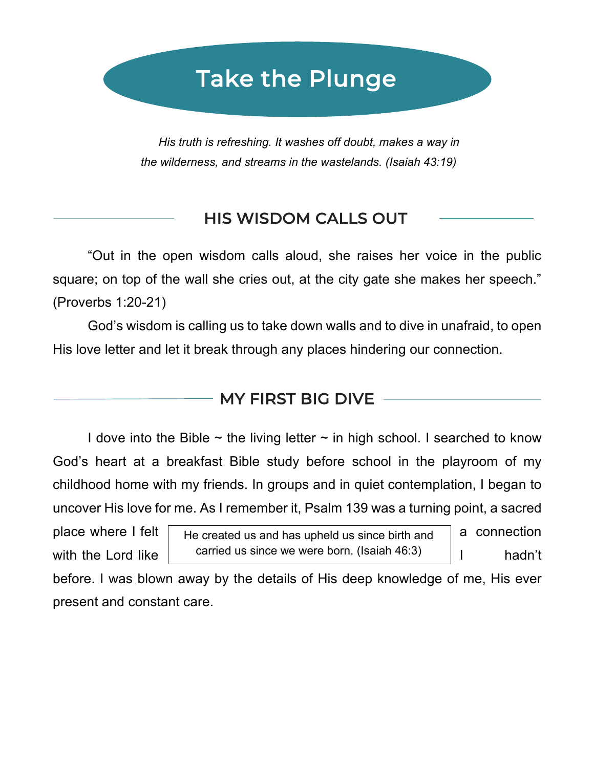# Take the Plunge

*His truth is refreshing. It washes off doubt, makes a way in the wilderness, and streams in the wastelands. (Isaiah 43:19)*

## HIS WISDOM CALLS OUT

"Out in the open wisdom calls aloud, she raises her voice in the public square; on top of the wall she cries out, at the city gate she makes her speech." (Proverbs 1:20-21)

God's wisdom is calling us to take down walls and to dive in unafraid, to open His love letter and let it break through any places hindering our connection.

## MY FIRST BIG DIVE

I dove into the Bible ~ the living letter ~ in high school. I searched to know God's heart at a breakfast Bible study before school in the playroom of my childhood home with my friends. In groups and in quiet contemplation, I began to uncover His love for me. As I remember it, Psalm 139 was a turning point, a sacred place where I felt a connection with the Lord like I hadn't before. I was blown away by the details of His deep knowledge of me, His ever present and constant care.

> He created us and has upheld us since birth and carried us since we were born. (Isaiah 46:3)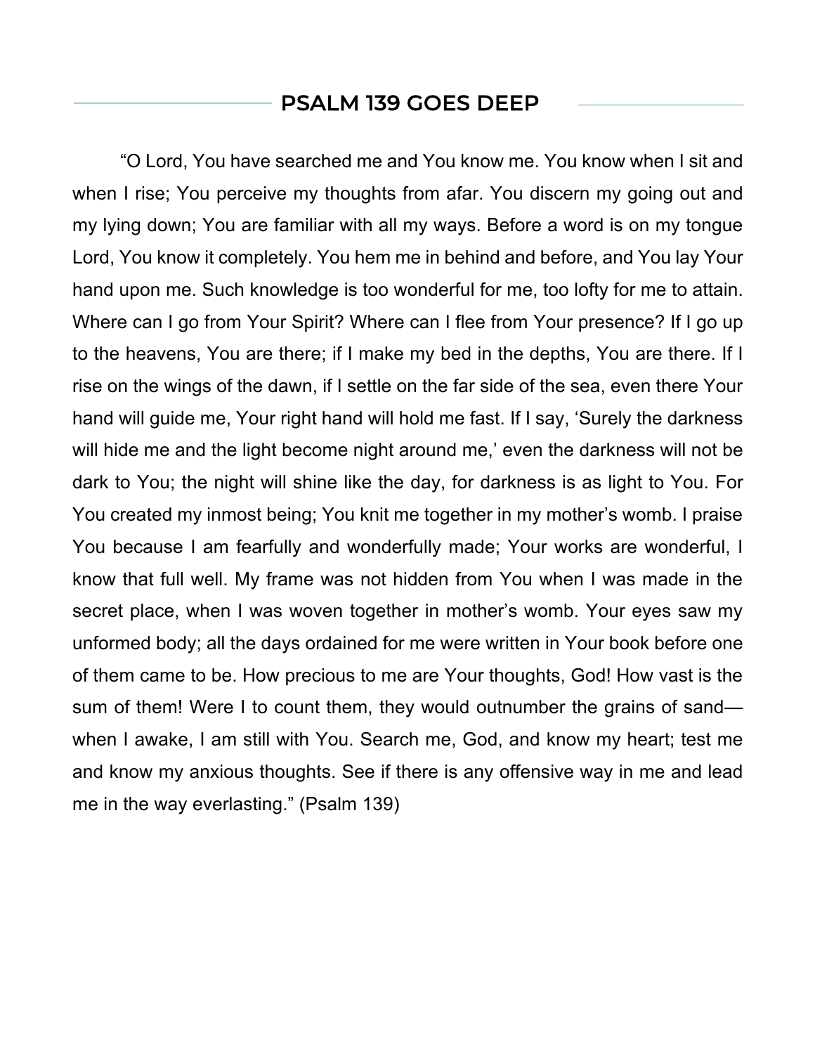## PSALM 139 GOES DEEP

"O Lord, You have searched me and You know me. You know when I sit and when I rise; You perceive my thoughts from afar. You discern my going out and my lying down; You are familiar with all my ways. Before a word is on my tongue Lord, You know it completely. You hem me in behind and before, and You lay Your hand upon me. Such knowledge is too wonderful for me, too lofty for me to attain. Where can I go from Your Spirit? Where can I flee from Your presence? If I go up to the heavens, You are there; if I make my bed in the depths, You are there. If I rise on the wings of the dawn, if I settle on the far side of the sea, even there Your hand will guide me, Your right hand will hold me fast. If I say, 'Surely the darkness will hide me and the light become night around me,' even the darkness will not be dark to You; the night will shine like the day, for darkness is as light to You. For You created my inmost being; You knit me together in my mother's womb. I praise You because I am fearfully and wonderfully made; Your works are wonderful, I know that full well. My frame was not hidden from You when I was made in the secret place, when I was woven together in mother's womb. Your eyes saw my unformed body; all the days ordained for me were written in Your book before one of them came to be. How precious to me are Your thoughts, God! How vast is the sum of them! Were I to count them, they would outnumber the grains of sand—when I awake, I am still with You. Search me, God, and know my heart; test me and know my anxious thoughts. See if there is any offensive way in me and lead me in the way everlasting." (Psalm 139)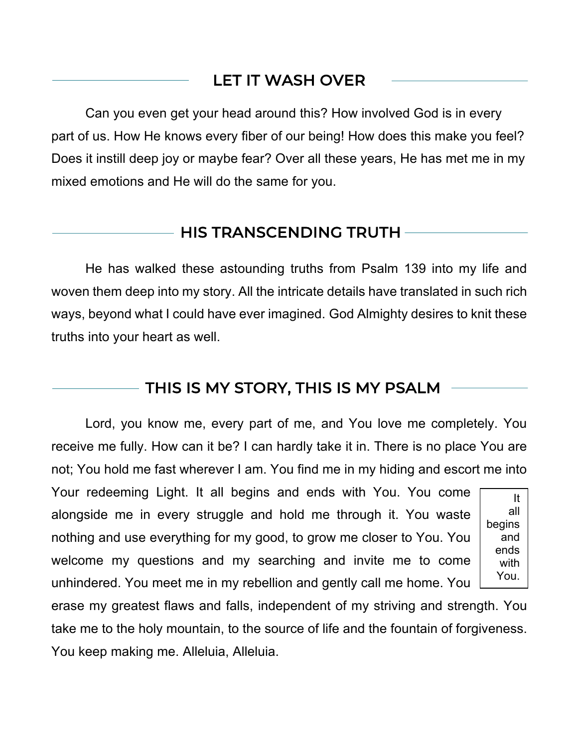## LET IT WASH OVER

Can you even get your head around this? How involved God is in every part of us. How He knows every fiber of our being! How does this make you feel? Does it instill deep joy or maybe fear? Over all these years, He has met me in my mixed emotions and He will do the same for you.

## HIS TRANSCENDING TRUTH

He has walked these astounding truths from Psalm 139 into my life and woven them deep into my story. All the intricate details have translated in such rich ways, beyond what I could have ever imagined. God Almighty desires to knit these truths into your heart as well.

## THIS IS MY STORY, THIS IS MY PSALM

Lord, you know me, every part of me, and You love me completely. You receive me fully. How can it be? I can hardly take it in. There is no place You are not; You hold me fast wherever I am. You find me in my hiding and escort me into Your redeeming Light. It all begins and ends with You. You come alongside me in every struggle and hold me through it. You waste nothing and use everything for my good, to grow me closer to You. You welcome my questions and my searching and invite me to come unhindered. You meet me in my rebellion and gently call me home. You erase my greatest flaws and falls, independent of my striving and strength. You take me to the holy mountain, to the source of life and the fountain of forgiveness. You keep making me. Alleluia, Alleluia.

> It all begins and ends with You.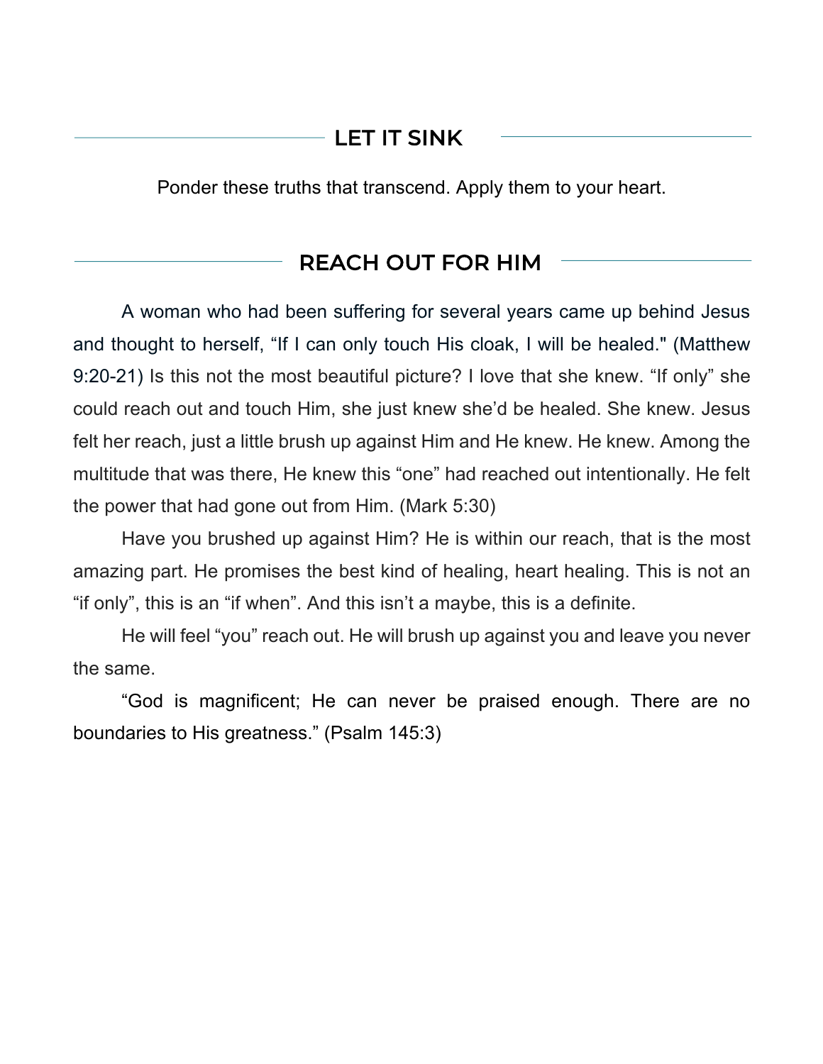## LET IT SINK

Ponder these truths that transcend. Apply them to your heart.

## REACH OUT FOR HIM

A woman who had been suffering for several years came up behind Jesus and thought to herself, “If I can only touch His cloak, I will be healed." (Matthew 9:20-21) Is this not the most beautiful picture? I love that she knew. “If only” she could reach out and touch Him, she just knew she’d be healed. She knew. Jesus felt her reach, just a little brush up against Him and He knew. He knew. Among the multitude that was there, He knew this “one” had reached out intentionally. He felt the power that had gone out from Him. (Mark 5:30)

Have you brushed up against Him? He is within our reach, that is the most amazing part. He promises the best kind of healing, heart healing. This is not an “if only”, this is an “if when”. And this isn’t a maybe, this is a definite.

He will feel “you” reach out. He will brush up against you and leave you never the same.

“God is magnificent; He can never be praised enough. There are no boundaries to His greatness.” (Psalm 145:3)